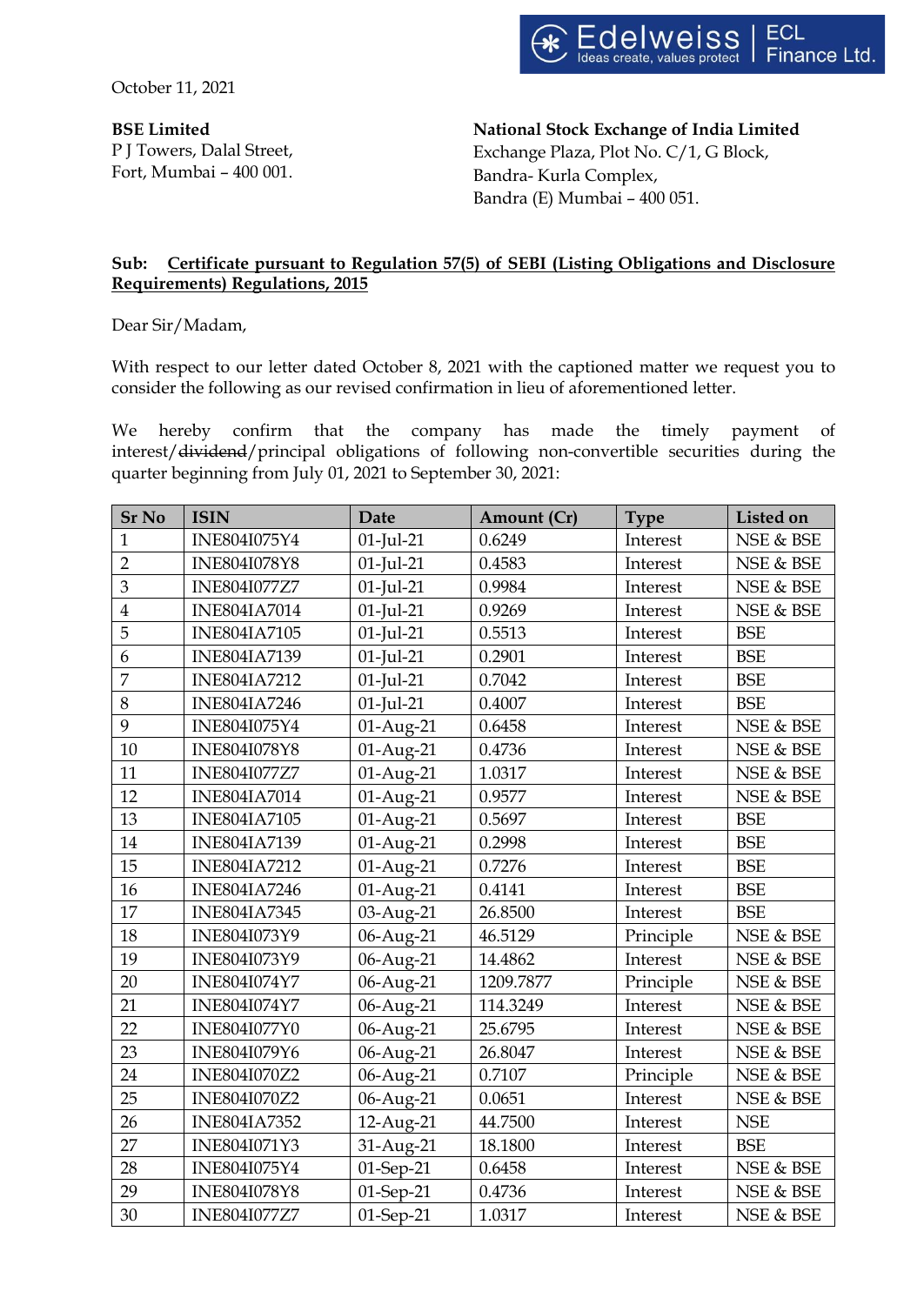October 11, 2021

**BSE Limited**
P J Towers, Dalal Street,
Fort, Mumbai – 400 001.

**National Stock Exchange of India Limited**
Exchange Plaza, Plot No. C/1, G Block,
Bandra- Kurla Complex,
Bandra (E) Mumbai – 400 051.

**Sub: Certificate pursuant to Regulation 57(5) of SEBI (Listing Obligations and Disclosure Requirements) Regulations, 2015**

Dear Sir/Madam,

With respect to our letter dated October 8, 2021 with the captioned matter we request you to consider the following as our revised confirmation in lieu of aforementioned letter.

We hereby confirm that the company has made the timely payment of interest/~~dividend~~/principal obligations of following non-convertible securities during the quarter beginning from July 01, 2021 to September 30, 2021:

| Sr No | ISIN | Date | Amount (Cr) | Type | Listed on |
|---|---|---|---|---|---|
| 1 | INE804I075Y4 | 01-Jul-21 | 0.6249 | Interest | NSE & BSE |
| 2 | INE804I078Y8 | 01-Jul-21 | 0.4583 | Interest | NSE & BSE |
| 3 | INE804I077Z7 | 01-Jul-21 | 0.9984 | Interest | NSE & BSE |
| 4 | INE804IA7014 | 01-Jul-21 | 0.9269 | Interest | NSE & BSE |
| 5 | INE804IA7105 | 01-Jul-21 | 0.5513 | Interest | BSE |
| 6 | INE804IA7139 | 01-Jul-21 | 0.2901 | Interest | BSE |
| 7 | INE804IA7212 | 01-Jul-21 | 0.7042 | Interest | BSE |
| 8 | INE804IA7246 | 01-Jul-21 | 0.4007 | Interest | BSE |
| 9 | INE804I075Y4 | 01-Aug-21 | 0.6458 | Interest | NSE & BSE |
| 10 | INE804I078Y8 | 01-Aug-21 | 0.4736 | Interest | NSE & BSE |
| 11 | INE804I077Z7 | 01-Aug-21 | 1.0317 | Interest | NSE & BSE |
| 12 | INE804IA7014 | 01-Aug-21 | 0.9577 | Interest | NSE & BSE |
| 13 | INE804IA7105 | 01-Aug-21 | 0.5697 | Interest | BSE |
| 14 | INE804IA7139 | 01-Aug-21 | 0.2998 | Interest | BSE |
| 15 | INE804IA7212 | 01-Aug-21 | 0.7276 | Interest | BSE |
| 16 | INE804IA7246 | 01-Aug-21 | 0.4141 | Interest | BSE |
| 17 | INE804IA7345 | 03-Aug-21 | 26.8500 | Interest | BSE |
| 18 | INE804I073Y9 | 06-Aug-21 | 46.5129 | Principle | NSE & BSE |
| 19 | INE804I073Y9 | 06-Aug-21 | 14.4862 | Interest | NSE & BSE |
| 20 | INE804I074Y7 | 06-Aug-21 | 1209.7877 | Principle | NSE & BSE |
| 21 | INE804I074Y7 | 06-Aug-21 | 114.3249 | Interest | NSE & BSE |
| 22 | INE804I077Y0 | 06-Aug-21 | 25.6795 | Interest | NSE & BSE |
| 23 | INE804I079Y6 | 06-Aug-21 | 26.8047 | Interest | NSE & BSE |
| 24 | INE804I070Z2 | 06-Aug-21 | 0.7107 | Principle | NSE & BSE |
| 25 | INE804I070Z2 | 06-Aug-21 | 0.0651 | Interest | NSE & BSE |
| 26 | INE804IA7352 | 12-Aug-21 | 44.7500 | Interest | NSE |
| 27 | INE804I071Y3 | 31-Aug-21 | 18.1800 | Interest | BSE |
| 28 | INE804I075Y4 | 01-Sep-21 | 0.6458 | Interest | NSE & BSE |
| 29 | INE804I078Y8 | 01-Sep-21 | 0.4736 | Interest | NSE & BSE |
| 30 | INE804I077Z7 | 01-Sep-21 | 1.0317 | Interest | NSE & BSE |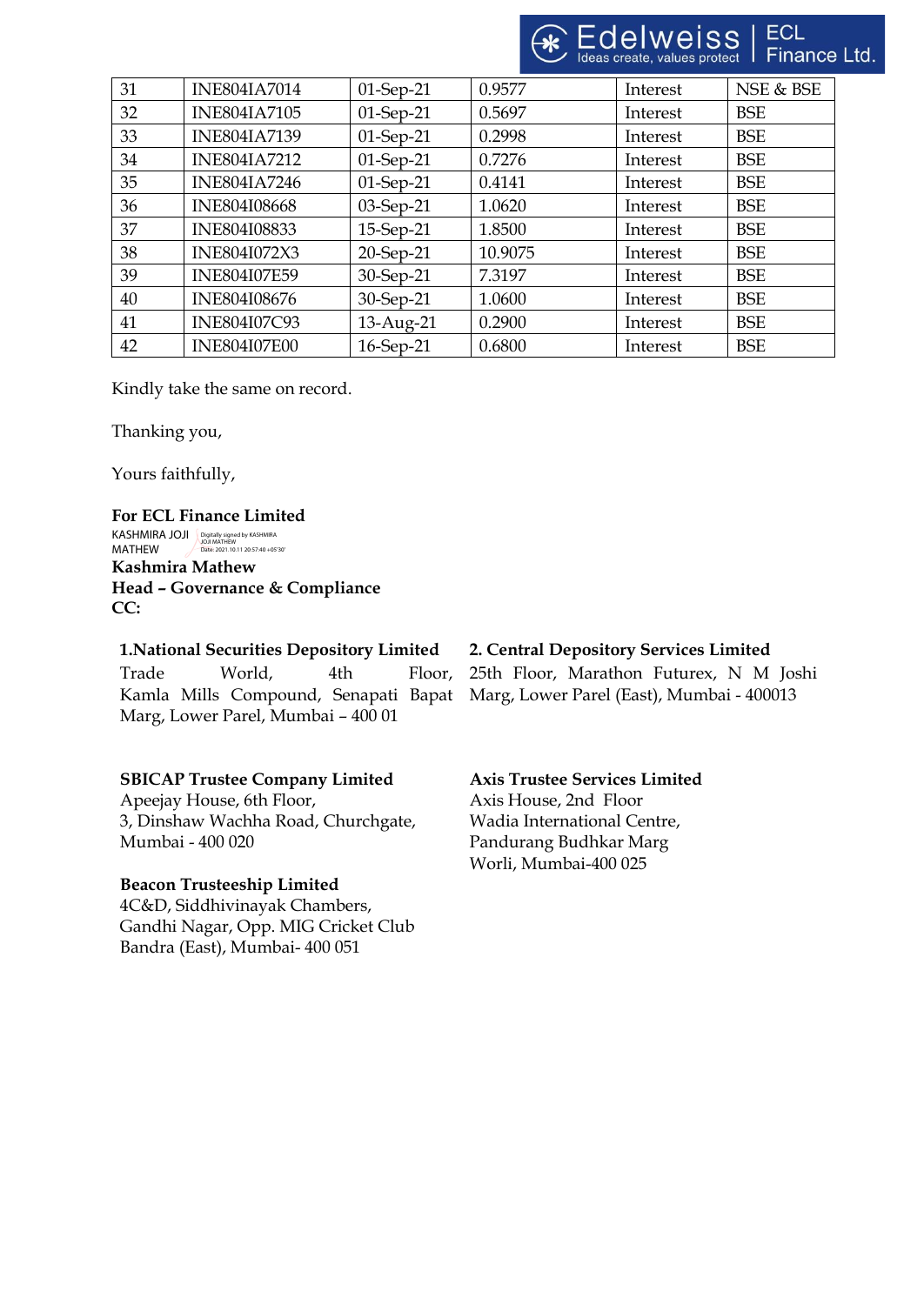| | | | | | |
|---|---|---|---|---|---|
| 31 | INE804IA7014 | 01-Sep-21 | 0.9577 | Interest | NSE & BSE |
| 32 | INE804IA7105 | 01-Sep-21 | 0.5697 | Interest | BSE |
| 33 | INE804IA7139 | 01-Sep-21 | 0.2998 | Interest | BSE |
| 34 | INE804IA7212 | 01-Sep-21 | 0.7276 | Interest | BSE |
| 35 | INE804IA7246 | 01-Sep-21 | 0.4141 | Interest | BSE |
| 36 | INE804I08668 | 03-Sep-21 | 1.0620 | Interest | BSE |
| 37 | INE804I08833 | 15-Sep-21 | 1.8500 | Interest | BSE |
| 38 | INE804I072X3 | 20-Sep-21 | 10.9075 | Interest | BSE |
| 39 | INE804I07E59 | 30-Sep-21 | 7.3197 | Interest | BSE |
| 40 | INE804I08676 | 30-Sep-21 | 1.0600 | Interest | BSE |
| 41 | INE804I07C93 | 13-Aug-21 | 0.2900 | Interest | BSE |
| 42 | INE804I07E00 | 16-Sep-21 | 0.6800 | Interest | BSE |

Kindly take the same on record.

Thanking you,

Yours faithfully,

**For ECL Finance Limited**

KASHMIRA JOJI MATHEW

Digitally signed by KASHMIRA JOJI MATHEW
Date: 2021.10.11 20:57:40 +05'30'

**Kashmira Mathew**

**Head – Governance & Compliance**

**CC:**

**1.National Securities Depository Limited**
Trade World, 4th Floor, Kamla Mills Compound, Senapati Bapat Marg, Lower Parel, Mumbai – 400 01

**2. Central Depository Services Limited**
25th Floor, Marathon Futurex, N M Joshi Marg, Lower Parel (East), Mumbai - 400013

**SBICAP Trustee Company Limited**
Apeejay House, 6th Floor,
3, Dinshaw Wachha Road, Churchgate,
Mumbai - 400 020

**Axis Trustee Services Limited**
Axis House, 2nd Floor
Wadia International Centre,
Pandurang Budhkar Marg
Worli, Mumbai-400 025

**Beacon Trusteeship Limited**
4C&D, Siddhivinayak Chambers,
Gandhi Nagar, Opp. MIG Cricket Club
Bandra (East), Mumbai- 400 051